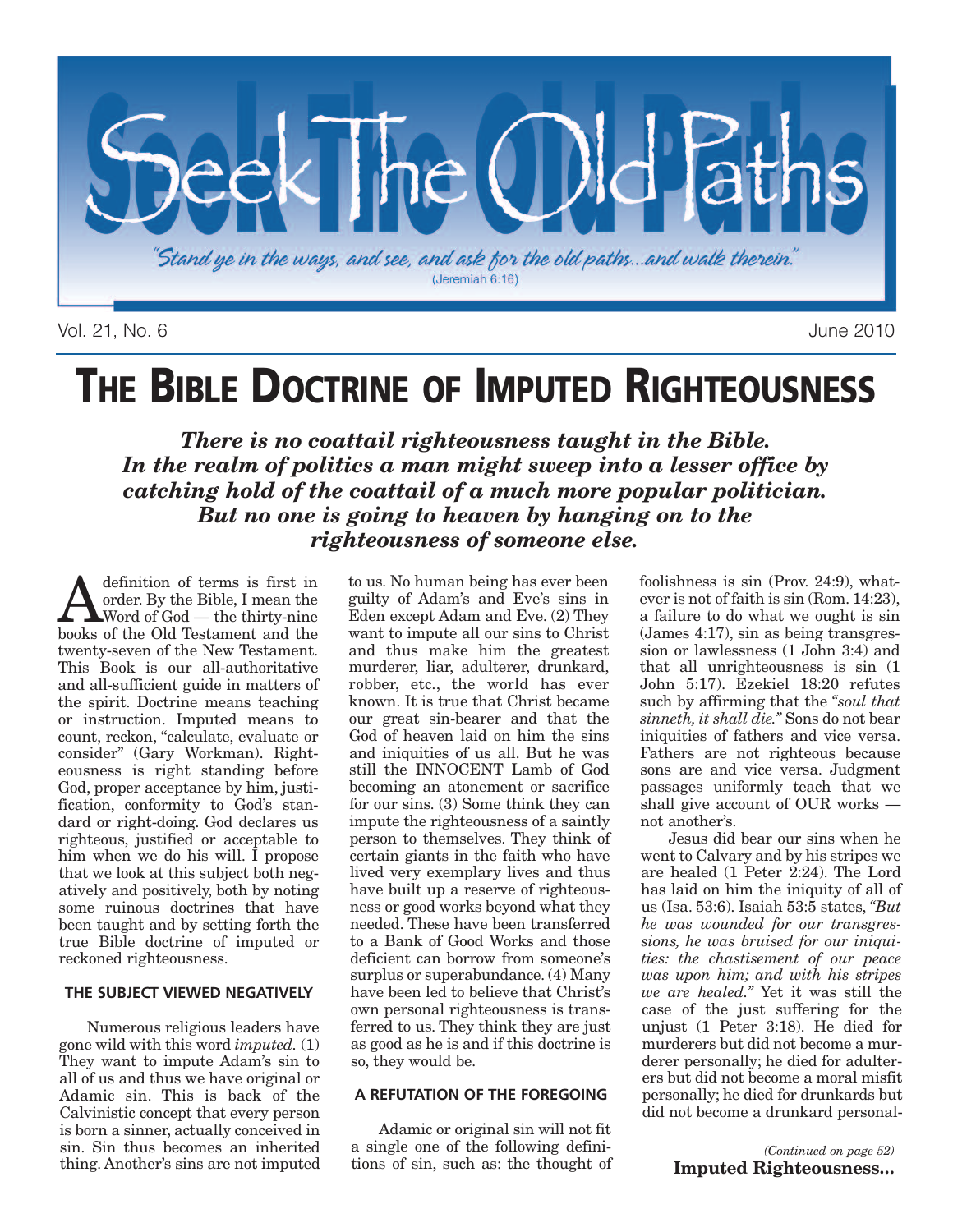# Seek The Old Paths

*"Stand ye in the ways, and see, and ask for the old paths...and walk therein."* (Jeremiah 6:16)

Vol. 21, No. 6 — June 2010

# THE BIBLE DOCTRINE OF IMPUTED RIGHTEOUSNESS

***There is no coattail righteousness taught in the Bible. In the realm of politics a man might sweep into a lesser office by catching hold of the coattail of a much more popular politician. But no one is going to heaven by hanging on to the righteousness of someone else.***

A definition of terms is first in order. By the Bible, I mean the Word of God — the thirty-nine books of the Old Testament and the twenty-seven of the New Testament. This Book is our all-authoritative and all-sufficient guide in matters of the spirit. Doctrine means teaching or instruction. Imputed means to count, reckon, "calculate, evaluate or consider" (Gary Workman). Righteousness is right standing before God, proper acceptance by him, justification, conformity to God's standard or right-doing. God declares us righteous, justified or acceptable to him when we do his will. I propose that we look at this subject both negatively and positively, both by noting some ruinous doctrines that have been taught and by setting forth the true Bible doctrine of imputed or reckoned righteousness.

### THE SUBJECT VIEWED NEGATIVELY

Numerous religious leaders have gone wild with this word *imputed.* (1) They want to impute Adam's sin to all of us and thus we have original or Adamic sin. This is back of the Calvinistic concept that every person is born a sinner, actually conceived in sin. Sin thus becomes an inherited thing. Another's sins are not imputed to us. No human being has ever been guilty of Adam's and Eve's sins in Eden except Adam and Eve. (2) They want to impute all our sins to Christ and thus make him the greatest murderer, liar, adulterer, drunkard, robber, etc., the world has ever known. It is true that Christ became our great sin-bearer and that the God of heaven laid on him the sins and iniquities of us all. But he was still the INNOCENT Lamb of God becoming an atonement or sacrifice for our sins. (3) Some think they can impute the righteousness of a saintly person to themselves. They think of certain giants in the faith who have lived very exemplary lives and thus have built up a reserve of righteousness or good works beyond what they needed. These have been transferred to a Bank of Good Works and those deficient can borrow from someone's surplus or superabundance. (4) Many have been led to believe that Christ's own personal righteousness is transferred to us. They think they are just as good as he is and if this doctrine is so, they would be.

### A REFUTATION OF THE FOREGOING

Adamic or original sin will not fit a single one of the following definitions of sin, such as: the thought of foolishness is sin (Prov. 24:9), whatever is not of faith is sin (Rom. 14:23), a failure to do what we ought is sin (James 4:17), sin as being transgression or lawlessness (1 John 3:4) and that all unrighteousness is sin (1 John 5:17). Ezekiel 18:20 refutes such by affirming that the *"soul that sinneth, it shall die."* Sons do not bear iniquities of fathers and vice versa. Fathers are not righteous because sons are and vice versa. Judgment passages uniformly teach that we shall give account of OUR works — not another's.

Jesus did bear our sins when he went to Calvary and by his stripes we are healed (1 Peter 2:24). The Lord has laid on him the iniquity of all of us (Isa. 53:6). Isaiah 53:5 states, *"But he was wounded for our transgressions, he was bruised for our iniquities: the chastisement of our peace was upon him; and with his stripes we are healed."* Yet it was still the case of the just suffering for the unjust (1 Peter 3:18). He died for murderers but did not become a murderer personally; he died for adulterers but did not become a moral misfit personally; he died for drunkards but did not become a drunkard personal-

*(Continued on page 52)*
**Imputed Righteousness...**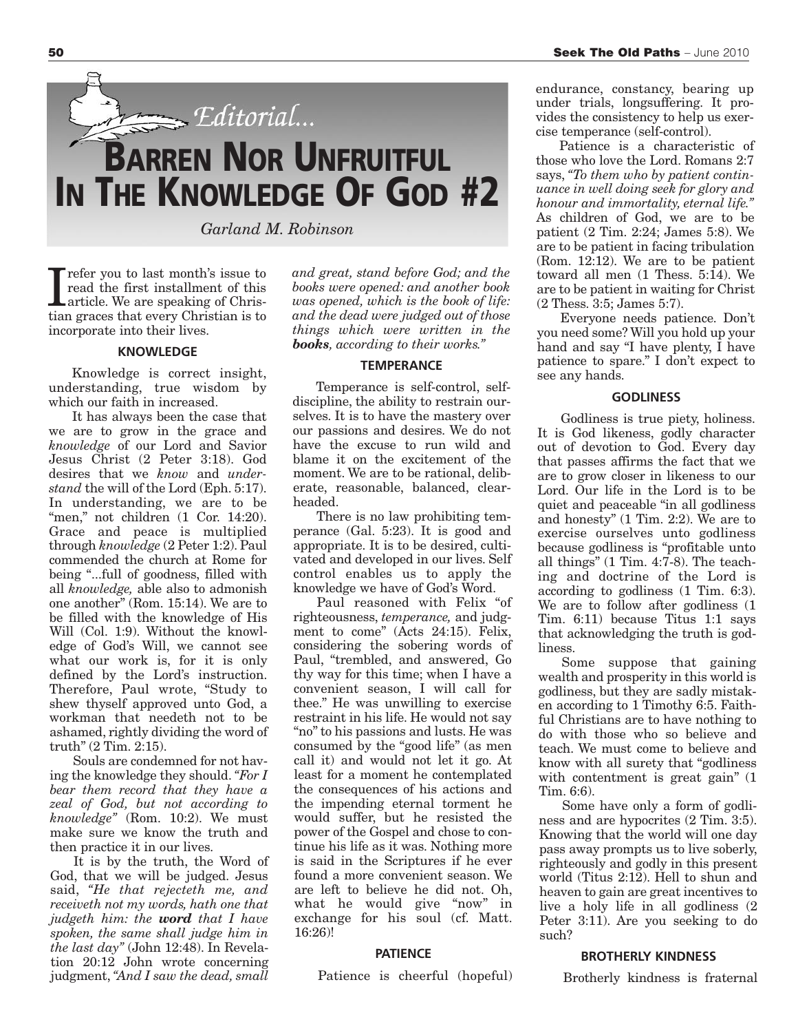*Editorial...*

# BARREN NOR UNFRUITFUL IN THE KNOWLEDGE OF GOD #2

*Garland M. Robinson*

I refer you to last month's issue to read the first installment of this article. We are speaking of Christian graces that every Christian is to incorporate into their lives.

### KNOWLEDGE

Knowledge is correct insight, understanding, true wisdom by which our faith in increased.

It has always been the case that we are to grow in the grace and *knowledge* of our Lord and Savior Jesus Christ (2 Peter 3:18). God desires that we *know* and *understand* the will of the Lord (Eph. 5:17). In understanding, we are to be "men," not children (1 Cor. 14:20). Grace and peace is multiplied through *knowledge* (2 Peter 1:2). Paul commended the church at Rome for being "...full of goodness, filled with all *knowledge,* able also to admonish one another" (Rom. 15:14). We are to be filled with the knowledge of His Will (Col. 1:9). Without the knowledge of God's Will, we cannot see what our work is, for it is only defined by the Lord's instruction. Therefore, Paul wrote, "Study to shew thyself approved unto God, a workman that needeth not to be ashamed, rightly dividing the word of truth" (2 Tim. 2:15).

Souls are condemned for not having the knowledge they should. *"For I bear them record that they have a zeal of God, but not according to knowledge"* (Rom. 10:2). We must make sure we know the truth and then practice it in our lives.

It is by the truth, the Word of God, that we will be judged. Jesus said, *"He that rejecteth me, and receiveth not my words, hath one that judgeth him: the* ***word*** *that I have spoken, the same shall judge him in the last day"* (John 12:48). In Revelation 20:12 John wrote concerning judgment, *"And I saw the dead, small and great, stand before God; and the books were opened: and another book was opened, which is the book of life: and the dead were judged out of those things which were written in the* ***books****, according to their works."*

### TEMPERANCE

Temperance is self-control, self-discipline, the ability to restrain ourselves. It is to have the mastery over our passions and desires. We do not have the excuse to run wild and blame it on the excitement of the moment. We are to be rational, deliberate, reasonable, balanced, clear-headed.

There is no law prohibiting temperance (Gal. 5:23). It is good and appropriate. It is to be desired, cultivated and developed in our lives. Self control enables us to apply the knowledge we have of God's Word.

Paul reasoned with Felix "of righteousness, *temperance,* and judgment to come" (Acts 24:15). Felix, considering the sobering words of Paul, "trembled, and answered, Go thy way for this time; when I have a convenient season, I will call for thee." He was unwilling to exercise restraint in his life. He would not say "no" to his passions and lusts. He was consumed by the "good life" (as men call it) and would not let it go. At least for a moment he contemplated the consequences of his actions and the impending eternal torment he would suffer, but he resisted the power of the Gospel and chose to continue his life as it was. Nothing more is said in the Scriptures if he ever found a more convenient season. We are left to believe he did not. Oh, what he would give "now" in exchange for his soul (cf. Matt. 16:26)!

### PATIENCE

Patience is cheerful (hopeful) endurance, constancy, bearing up under trials, longsuffering. It provides the consistency to help us exercise temperance (self-control).

Patience is a characteristic of those who love the Lord. Romans 2:7 says, *"To them who by patient continuance in well doing seek for glory and honour and immortality, eternal life."* As children of God, we are to be patient (2 Tim. 2:24; James 5:8). We are to be patient in facing tribulation (Rom. 12:12). We are to be patient toward all men (1 Thess. 5:14). We are to be patient in waiting for Christ (2 Thess. 3:5; James 5:7).

Everyone needs patience. Don't you need some? Will you hold up your hand and say "I have plenty, I have patience to spare." I don't expect to see any hands.

### GODLINESS

Godliness is true piety, holiness. It is God likeness, godly character out of devotion to God. Every day that passes affirms the fact that we are to grow closer in likeness to our Lord. Our life in the Lord is to be quiet and peaceable "in all godliness and honesty" (1 Tim. 2:2). We are to exercise ourselves unto godliness because godliness is "profitable unto all things" (1 Tim. 4:7-8). The teaching and doctrine of the Lord is according to godliness (1 Tim. 6:3). We are to follow after godliness (1 Tim. 6:11) because Titus 1:1 says that acknowledging the truth is godliness.

Some suppose that gaining wealth and prosperity in this world is godliness, but they are sadly mistaken according to 1 Timothy 6:5. Faithful Christians are to have nothing to do with those who so believe and teach. We must come to believe and know with all surety that "godliness with contentment is great gain" (1 Tim. 6:6).

Some have only a form of godliness and are hypocrites (2 Tim. 3:5). Knowing that the world will one day pass away prompts us to live soberly, righteously and godly in this present world (Titus 2:12). Hell to shun and heaven to gain are great incentives to live a holy life in all godliness (2 Peter 3:11). Are you seeking to do such?

### BROTHERLY KINDNESS

Brotherly kindness is fraternal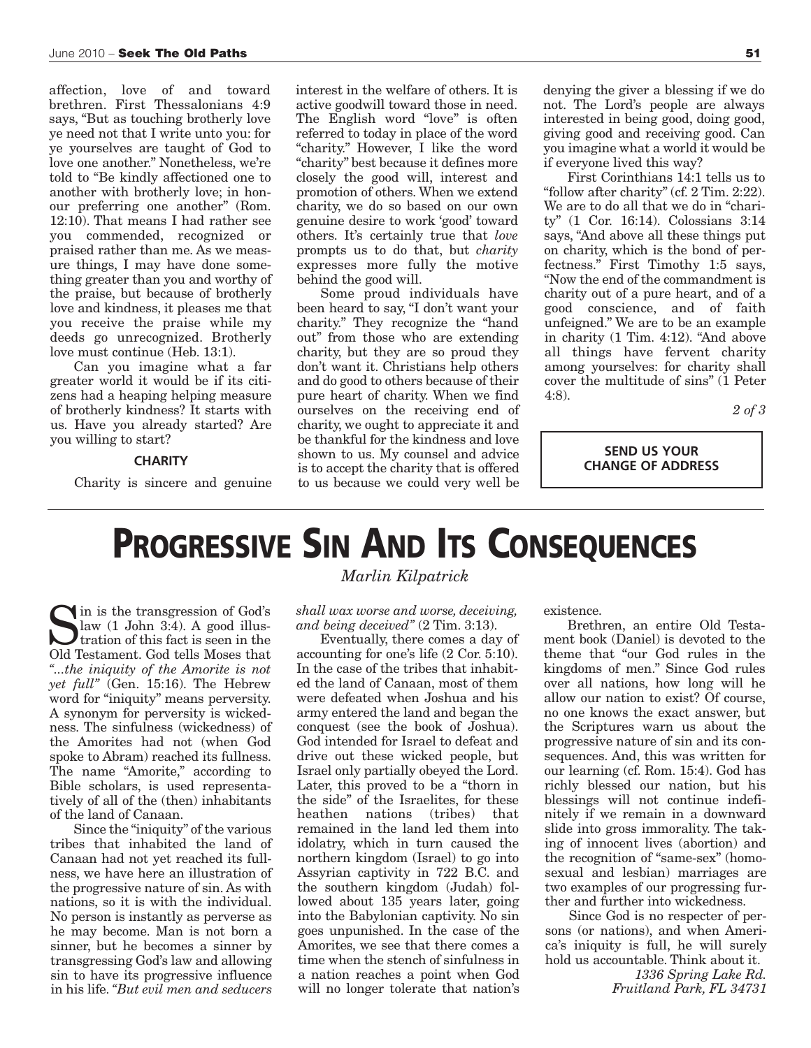affection, love of and toward brethren. First Thessalonians 4:9 says, "But as touching brotherly love ye need not that I write unto you: for ye yourselves are taught of God to love one another." Nonetheless, we're told to "Be kindly affectioned one to another with brotherly love; in honour preferring one another" (Rom. 12:10). That means I had rather see you commended, recognized or praised rather than me. As we measure things, I may have done something greater than you and worthy of the praise, but because of brotherly love and kindness, it pleases me that you receive the praise while my deeds go unrecognized. Brotherly love must continue (Heb. 13:1).

Can you imagine what a far greater world it would be if its citizens had a heaping helping measure of brotherly kindness? It starts with us. Have you already started? Are you willing to start?

#### CHARITY

Charity is sincere and genuine interest in the welfare of others. It is active goodwill toward those in need. The English word "love" is often referred to today in place of the word "charity." However, I like the word "charity" best because it defines more closely the good will, interest and promotion of others. When we extend charity, we do so based on our own genuine desire to work 'good' toward others. It's certainly true that *love* prompts us to do that, but *charity* expresses more fully the motive behind the good will.

Some proud individuals have been heard to say, "I don't want your charity." They recognize the "hand out" from those who are extending charity, but they are so proud they don't want it. Christians help others and do good to others because of their pure heart of charity. When we find ourselves on the receiving end of charity, we ought to appreciate it and be thankful for the kindness and love shown to us. My counsel and advice is to accept the charity that is offered to us because we could very well be denying the giver a blessing if we do not. The Lord's people are always interested in being good, doing good, giving good and receiving good. Can you imagine what a world it would be if everyone lived this way?

First Corinthians 14:1 tells us to "follow after charity" (cf. 2 Tim. 2:22). We are to do all that we do in "charity" (1 Cor. 16:14). Colossians 3:14 says, "And above all these things put on charity, which is the bond of perfectness." First Timothy 1:5 says, "Now the end of the commandment is charity out of a pure heart, and of a good conscience, and of faith unfeigned." We are to be an example in charity (1 Tim. 4:12). "And above all things have fervent charity among yourselves: for charity shall cover the multitude of sins" (1 Peter 4:8).

*2 of 3*

**SEND US YOUR CHANGE OF ADDRESS**

# PROGRESSIVE SIN AND ITS CONSEQUENCES

*Marlin Kilpatrick*

Sin is the transgression of God's law (1 John 3:4). A good illustration of this fact is seen in the Old Testament. God tells Moses that *"...the iniquity of the Amorite is not yet full"* (Gen. 15:16). The Hebrew word for "iniquity" means perversity. A synonym for perversity is wickedness. The sinfulness (wickedness) of the Amorites had not (when God spoke to Abram) reached its fullness. The name "Amorite," according to Bible scholars, is used representatively of all of the (then) inhabitants of the land of Canaan.

Since the "iniquity" of the various tribes that inhabited the land of Canaan had not yet reached its fullness, we have here an illustration of the progressive nature of sin. As with nations, so it is with the individual. No person is instantly as perverse as he may become. Man is not born a sinner, but he becomes a sinner by transgressing God's law and allowing sin to have its progressive influence in his life. *"But evil men and seducers shall wax worse and worse, deceiving, and being deceived"* (2 Tim. 3:13).

Eventually, there comes a day of accounting for one's life (2 Cor. 5:10). In the case of the tribes that inhabited the land of Canaan, most of them were defeated when Joshua and his army entered the land and began the conquest (see the book of Joshua). God intended for Israel to defeat and drive out these wicked people, but Israel only partially obeyed the Lord. Later, this proved to be a "thorn in the side" of the Israelites, for these heathen nations (tribes) that remained in the land led them into idolatry, which in turn caused the northern kingdom (Israel) to go into Assyrian captivity in 722 B.C. and the southern kingdom (Judah) followed about 135 years later, going into the Babylonian captivity. No sin goes unpunished. In the case of the Amorites, we see that there comes a time when the stench of sinfulness in a nation reaches a point when God will no longer tolerate that nation's existence.

Brethren, an entire Old Testament book (Daniel) is devoted to the theme that "our God rules in the kingdoms of men." Since God rules over all nations, how long will he allow our nation to exist? Of course, no one knows the exact answer, but the Scriptures warn us about the progressive nature of sin and its consequences. And, this was written for our learning (cf. Rom. 15:4). God has richly blessed our nation, but his blessings will not continue indefinitely if we remain in a downward slide into gross immorality. The taking of innocent lives (abortion) and the recognition of "same-sex" (homosexual and lesbian) marriages are two examples of our progressing further and further into wickedness.

Since God is no respecter of persons (or nations), and when America's iniquity is full, he will surely hold us accountable. Think about it.

*1336 Spring Lake Rd.*
*Fruitland Park, FL 34731*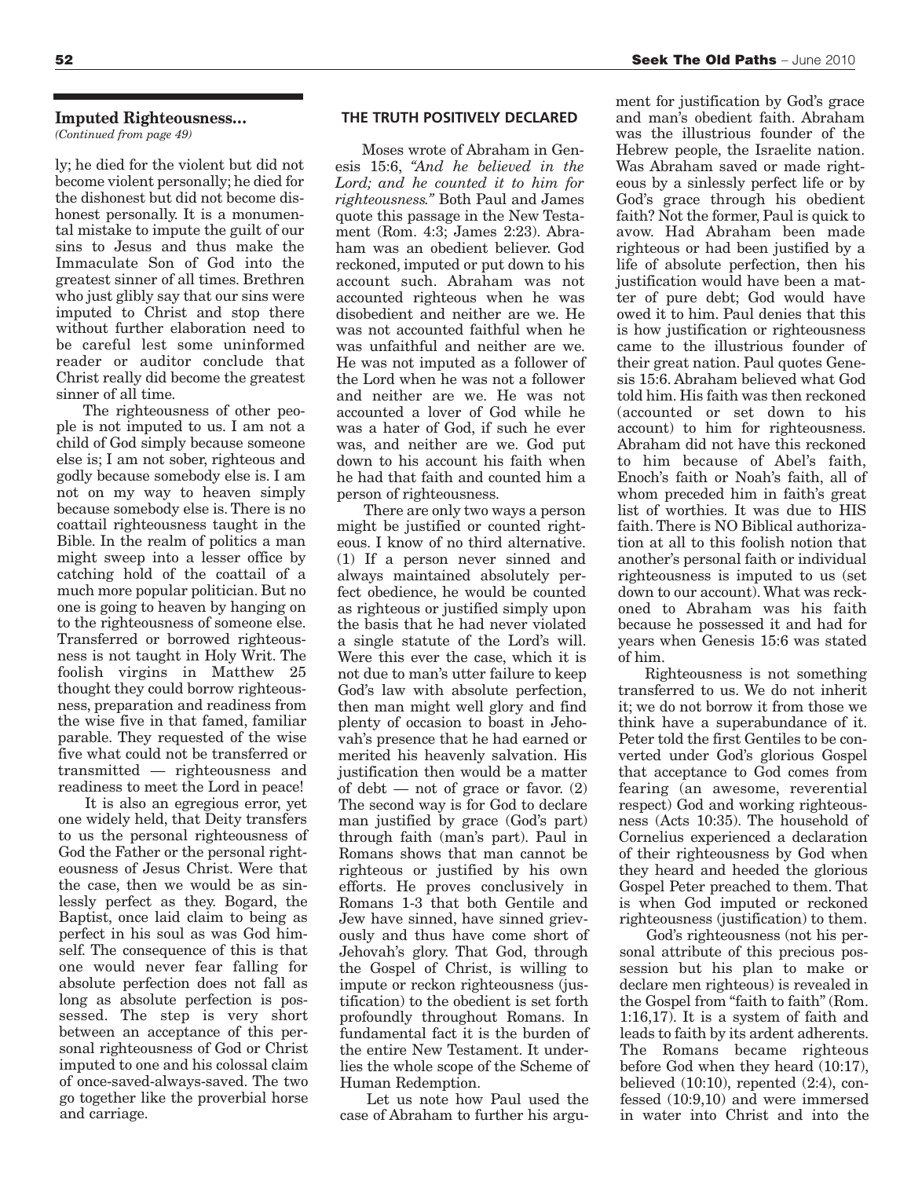### Imputed Righteousness...

*(Continued from page 49)*

ly; he died for the violent but did not become violent personally; he died for the dishonest but did not become dishonest personally. It is a monumental mistake to impute the guilt of our sins to Jesus and thus make the Immaculate Son of God into the greatest sinner of all times. Brethren who just glibly say that our sins were imputed to Christ and stop there without further elaboration need to be careful lest some uninformed reader or auditor conclude that Christ really did become the greatest sinner of all time.

The righteousness of other people is not imputed to us. I am not a child of God simply because someone else is; I am not sober, righteous and godly because somebody else is. I am not on my way to heaven simply because somebody else is. There is no coattail righteousness taught in the Bible. In the realm of politics a man might sweep into a lesser office by catching hold of the coattail of a much more popular politician. But no one is going to heaven by hanging on to the righteousness of someone else. Transferred or borrowed righteousness is not taught in Holy Writ. The foolish virgins in Matthew 25 thought they could borrow righteousness, preparation and readiness from the wise five in that famed, familiar parable. They requested of the wise five what could not be transferred or transmitted — righteousness and readiness to meet the Lord in peace!

It is also an egregious error, yet one widely held, that Deity transfers to us the personal righteousness of God the Father or the personal righteousness of Jesus Christ. Were that the case, then we would be as sinlessly perfect as they. Bogard, the Baptist, once laid claim to being as perfect in his soul as was God himself. The consequence of this is that one would never fear falling for absolute perfection does not fall as long as absolute perfection is possessed. The step is very short between an acceptance of this personal righteousness of God or Christ imputed to one and his colossal claim of once-saved-always-saved. The two go together like the proverbial horse and carriage.

#### THE TRUTH POSITIVELY DECLARED

Moses wrote of Abraham in Genesis 15:6, *"And he believed in the Lord; and he counted it to him for righteousness."* Both Paul and James quote this passage in the New Testament (Rom. 4:3; James 2:23). Abraham was an obedient believer. God reckoned, imputed or put down to his account such. Abraham was not accounted righteous when he was disobedient and neither are we. He was not accounted faithful when he was unfaithful and neither are we. He was not imputed as a follower of the Lord when he was not a follower and neither are we. He was not accounted a lover of God while he was a hater of God, if such he ever was, and neither are we. God put down to his account his faith when he had that faith and counted him a person of righteousness.

There are only two ways a person might be justified or counted righteous. I know of no third alternative. (1) If a person never sinned and always maintained absolutely perfect obedience, he would be counted as righteous or justified simply upon the basis that he had never violated a single statute of the Lord's will. Were this ever the case, which it is not due to man's utter failure to keep God's law with absolute perfection, then man might well glory and find plenty of occasion to boast in Jehovah's presence that he had earned or merited his heavenly salvation. His justification then would be a matter of debt — not of grace or favor. (2) The second way is for God to declare man justified by grace (God's part) through faith (man's part). Paul in Romans shows that man cannot be righteous or justified by his own efforts. He proves conclusively in Romans 1-3 that both Gentile and Jew have sinned, have sinned grievously and thus have come short of Jehovah's glory. That God, through the Gospel of Christ, is willing to impute or reckon righteousness (justification) to the obedient is set forth profoundly throughout Romans. In fundamental fact it is the burden of the entire New Testament. It underlies the whole scope of the Scheme of Human Redemption.

Let us note how Paul used the case of Abraham to further his argument for justification by God's grace and man's obedient faith. Abraham was the illustrious founder of the Hebrew people, the Israelite nation. Was Abraham saved or made righteous by a sinlessly perfect life or by God's grace through his obedient faith? Not the former, Paul is quick to avow. Had Abraham been made righteous or had been justified by a life of absolute perfection, then his justification would have been a matter of pure debt; God would have owed it to him. Paul denies that this is how justification or righteousness came to the illustrious founder of their great nation. Paul quotes Genesis 15:6. Abraham believed what God told him. His faith was then reckoned (accounted or set down to his account) to him for righteousness. Abraham did not have this reckoned to him because of Abel's faith, Enoch's faith or Noah's faith, all of whom preceded him in faith's great list of worthies. It was due to HIS faith. There is NO Biblical authorization at all to this foolish notion that another's personal faith or individual righteousness is imputed to us (set down to our account). What was reckoned to Abraham was his faith because he possessed it and had for years when Genesis 15:6 was stated of him.

Righteousness is not something transferred to us. We do not inherit it; we do not borrow it from those we think have a superabundance of it. Peter told the first Gentiles to be converted under God's glorious Gospel that acceptance to God comes from fearing (an awesome, reverential respect) God and working righteousness (Acts 10:35). The household of Cornelius experienced a declaration of their righteousness by God when they heard and heeded the glorious Gospel Peter preached to them. That is when God imputed or reckoned righteousness (justification) to them.

God's righteousness (not his personal attribute of this precious possession but his plan to make or declare men righteous) is revealed in the Gospel from "faith to faith" (Rom. 1:16,17). It is a system of faith and leads to faith by its ardent adherents. The Romans became righteous before God when they heard (10:17), believed (10:10), repented (2:4), confessed (10:9,10) and were immersed in water into Christ and into the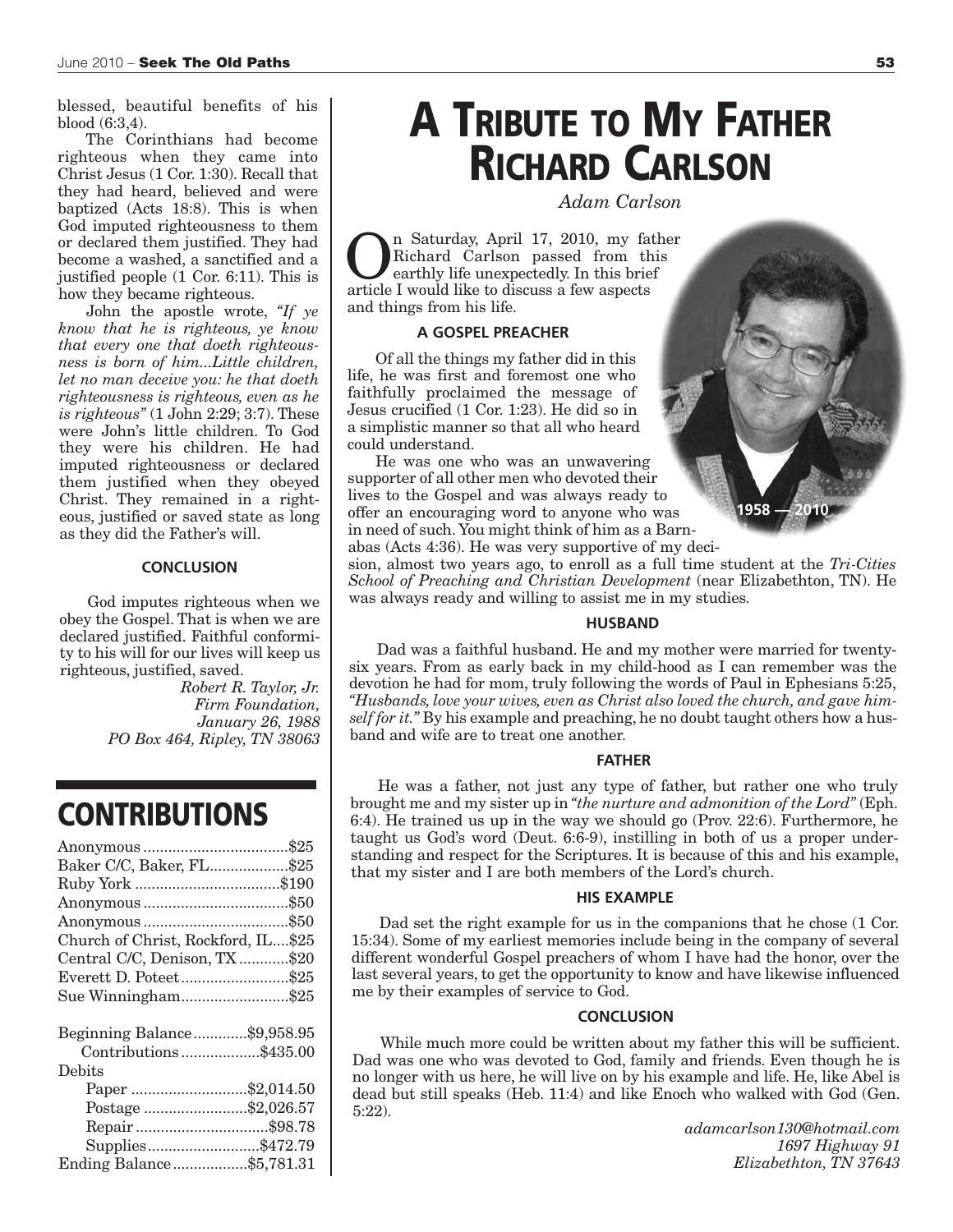blessed, beautiful benefits of his blood (6:3,4).

The Corinthians had become righteous when they came into Christ Jesus (1 Cor. 1:30). Recall that they had heard, believed and were baptized (Acts 18:8). This is when God imputed righteousness to them or declared them justified. They had become a washed, a sanctified and a justified people (1 Cor. 6:11). This is how they became righteous.

John the apostle wrote, *"If ye know that he is righteous, ye know that every one that doeth righteousness is born of him...Little children, let no man deceive you: he that doeth righteousness is righteous, even as he is righteous"* (1 John 2:29; 3:7). These were John's little children. To God they were his children. He had imputed righteousness or declared them justified when they obeyed Christ. They remained in a righteous, justified or saved state as long as they did the Father's will.

#### CONCLUSION

God imputes righteous when we obey the Gospel. That is when we are declared justified. Faithful conformity to his will for our lives will keep us righteous, justified, saved.

*Robert R. Taylor, Jr.*
*Firm Foundation,*
*January 26, 1988*
*PO Box 464, Ripley, TN 38063*

## CONTRIBUTIONS

| | |
|---|---|
| Anonymous | $25 |
| Baker C/C, Baker, FL | $25 |
| Ruby York | $190 |
| Anonymous | $50 |
| Anonymous | $50 |
| Church of Christ, Rockford, IL | $25 |
| Central C/C, Denison, TX | $20 |
| Everett D. Poteet | $25 |
| Sue Winningham | $25 |

| | |
|---|---|
| Beginning Balance | $9,958.95 |
| Contributions | $435.00 |
| Debits | |
| Paper | $2,014.50 |
| Postage | $2,026.57 |
| Repair | $98.78 |
| Supplies | $472.79 |
| Ending Balance | $5,781.31 |

# A TRIBUTE TO MY FATHER RICHARD CARLSON

*Adam Carlson*

On Saturday, April 17, 2010, my father Richard Carlson passed from this earthly life unexpectedly. In this brief article I would like to discuss a few aspects and things from his life.

1958 — 2010

#### A GOSPEL PREACHER

Of all the things my father did in this life, he was first and foremost one who faithfully proclaimed the message of Jesus crucified (1 Cor. 1:23). He did so in a simplistic manner so that all who heard could understand.

He was one who was an unwavering supporter of all other men who devoted their lives to the Gospel and was always ready to offer an encouraging word to anyone who was in need of such. You might think of him as a Barnabas (Acts 4:36). He was very supportive of my decision, almost two years ago, to enroll as a full time student at the *Tri-Cities School of Preaching and Christian Development* (near Elizabethton, TN). He was always ready and willing to assist me in my studies.

#### HUSBAND

Dad was a faithful husband. He and my mother were married for twenty-six years. From as early back in my child-hood as I can remember was the devotion he had for mom, truly following the words of Paul in Ephesians 5:25, *"Husbands, love your wives, even as Christ also loved the church, and gave himself for it."* By his example and preaching, he no doubt taught others how a husband and wife are to treat one another.

#### FATHER

He was a father, not just any type of father, but rather one who truly brought me and my sister up in *"the nurture and admonition of the Lord"* (Eph. 6:4). He trained us up in the way we should go (Prov. 22:6). Furthermore, he taught us God's word (Deut. 6:6-9), instilling in both of us a proper understanding and respect for the Scriptures. It is because of this and his example, that my sister and I are both members of the Lord's church.

#### HIS EXAMPLE

Dad set the right example for us in the companions that he chose (1 Cor. 15:34). Some of my earliest memories include being in the company of several different wonderful Gospel preachers of whom I have had the honor, over the last several years, to get the opportunity to know and have likewise influenced me by their examples of service to God.

#### CONCLUSION

While much more could be written about my father this will be sufficient. Dad was one who was devoted to God, family and friends. Even though he is no longer with us here, he will live on by his example and life. He, like Abel is dead but still speaks (Heb. 11:4) and like Enoch who walked with God (Gen. 5:22).

*adamcarlson130@hotmail.com*
*1697 Highway 91*
*Elizabethton, TN 37643*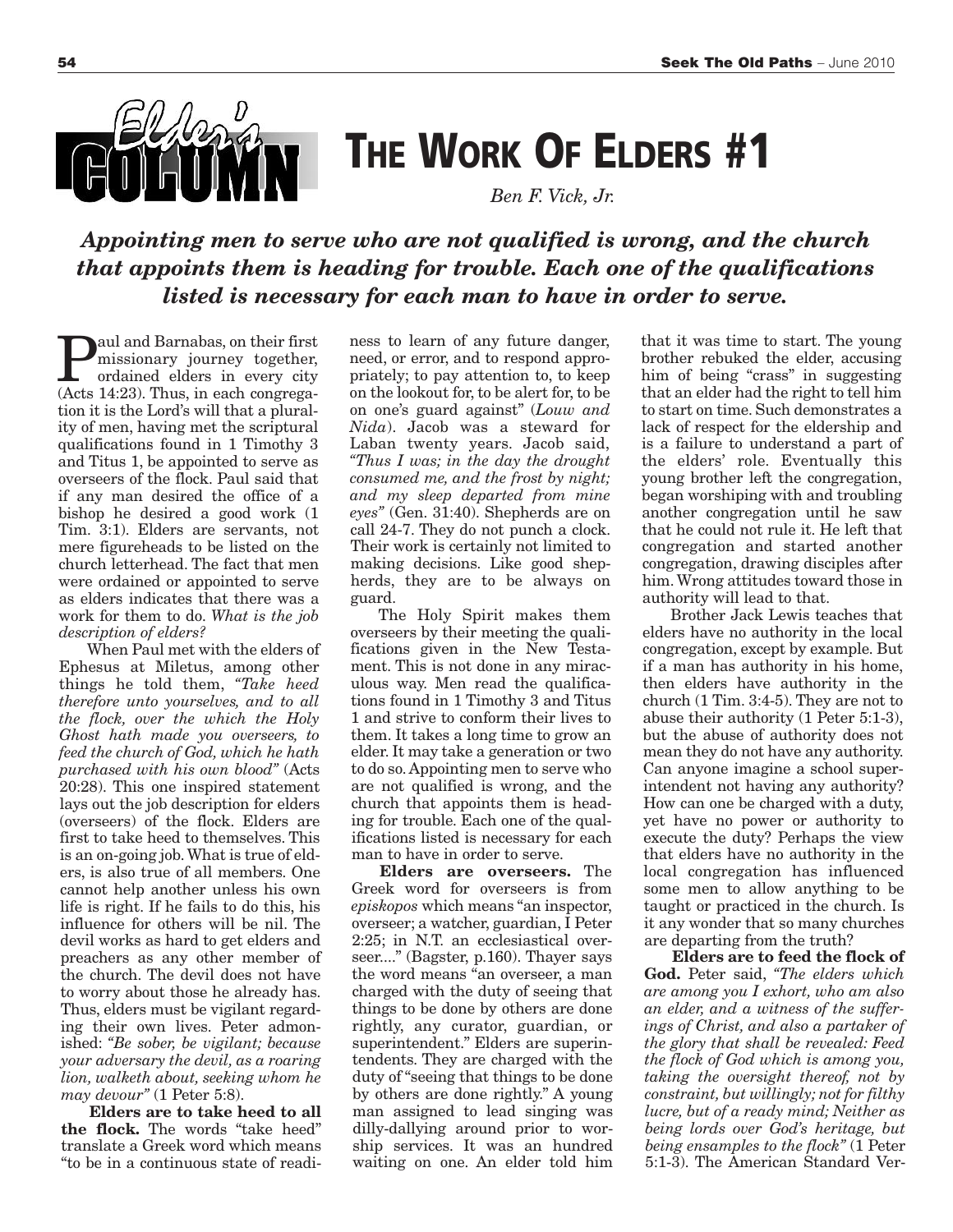# Elder's Column

# THE WORK OF ELDERS #1

*Ben F. Vick, Jr.*

***Appointing men to serve who are not qualified is wrong, and the church that appoints them is heading for trouble. Each one of the qualifications listed is necessary for each man to have in order to serve.***

Paul and Barnabas, on their first missionary journey together, ordained elders in every city (Acts 14:23). Thus, in each congregation it is the Lord's will that a plurality of men, having met the scriptural qualifications found in 1 Timothy 3 and Titus 1, be appointed to serve as overseers of the flock. Paul said that if any man desired the office of a bishop he desired a good work (1 Tim. 3:1). Elders are servants, not mere figureheads to be listed on the church letterhead. The fact that men were ordained or appointed to serve as elders indicates that there was a work for them to do. *What is the job description of elders?*

When Paul met with the elders of Ephesus at Miletus, among other things he told them, *"Take heed therefore unto yourselves, and to all the flock, over the which the Holy Ghost hath made you overseers, to feed the church of God, which he hath purchased with his own blood"* (Acts 20:28). This one inspired statement lays out the job description for elders (overseers) of the flock. Elders are first to take heed to themselves. This is an on-going job. What is true of elders, is also true of all members. One cannot help another unless his own life is right. If he fails to do this, his influence for others will be nil. The devil works as hard to get elders and preachers as any other member of the church. The devil does not have to worry about those he already has. Thus, elders must be vigilant regarding their own lives. Peter admonished: *"Be sober, be vigilant; because your adversary the devil, as a roaring lion, walketh about, seeking whom he may devour"* (1 Peter 5:8).

**Elders are to take heed to all the flock.** The words "take heed" translate a Greek word which means "to be in a continuous state of readiness to learn of any future danger, need, or error, and to respond appropriately; to pay attention to, to keep on the lookout for, to be alert for, to be on one's guard against" (*Louw and Nida*). Jacob was a steward for Laban twenty years. Jacob said, *"Thus I was; in the day the drought consumed me, and the frost by night; and my sleep departed from mine eyes"* (Gen. 31:40). Shepherds are on call 24-7. They do not punch a clock. Their work is certainly not limited to making decisions. Like good shepherds, they are to be always on guard.

The Holy Spirit makes them overseers by their meeting the qualifications given in the New Testament. This is not done in any miraculous way. Men read the qualifications found in 1 Timothy 3 and Titus 1 and strive to conform their lives to them. It takes a long time to grow an elder. It may take a generation or two to do so. Appointing men to serve who are not qualified is wrong, and the church that appoints them is heading for trouble. Each one of the qualifications listed is necessary for each man to have in order to serve.

**Elders are overseers.** The Greek word for overseers is from *episkopos* which means "an inspector, overseer; a watcher, guardian, I Peter 2:25; in N.T. an ecclesiastical overseer...." (Bagster, p.160). Thayer says the word means "an overseer, a man charged with the duty of seeing that things to be done by others are done rightly, any curator, guardian, or superintendent." Elders are superintendents. They are charged with the duty of "seeing that things to be done by others are done rightly." A young man assigned to lead singing was dilly-dallying around prior to worship services. It was an hundred waiting on one. An elder told him that it was time to start. The young brother rebuked the elder, accusing him of being "crass" in suggesting that an elder had the right to tell him to start on time. Such demonstrates a lack of respect for the eldership and is a failure to understand a part of the elders' role. Eventually this young brother left the congregation, began worshiping with and troubling another congregation until he saw that he could not rule it. He left that congregation and started another congregation, drawing disciples after him. Wrong attitudes toward those in authority will lead to that.

Brother Jack Lewis teaches that elders have no authority in the local congregation, except by example. But if a man has authority in his home, then elders have authority in the church (1 Tim. 3:4-5). They are not to abuse their authority (1 Peter 5:1-3), but the abuse of authority does not mean they do not have any authority. Can anyone imagine a school superintendent not having any authority? How can one be charged with a duty, yet have no power or authority to execute the duty? Perhaps the view that elders have no authority in the local congregation has influenced some men to allow anything to be taught or practiced in the church. Is it any wonder that so many churches are departing from the truth?

**Elders are to feed the flock of God.** Peter said, *"The elders which are among you I exhort, who am also an elder, and a witness of the sufferings of Christ, and also a partaker of the glory that shall be revealed: Feed the flock of God which is among you, taking the oversight thereof, not by constraint, but willingly; not for filthy lucre, but of a ready mind; Neither as being lords over God's heritage, but being ensamples to the flock"* (1 Peter 5:1-3). The American Standard Ver-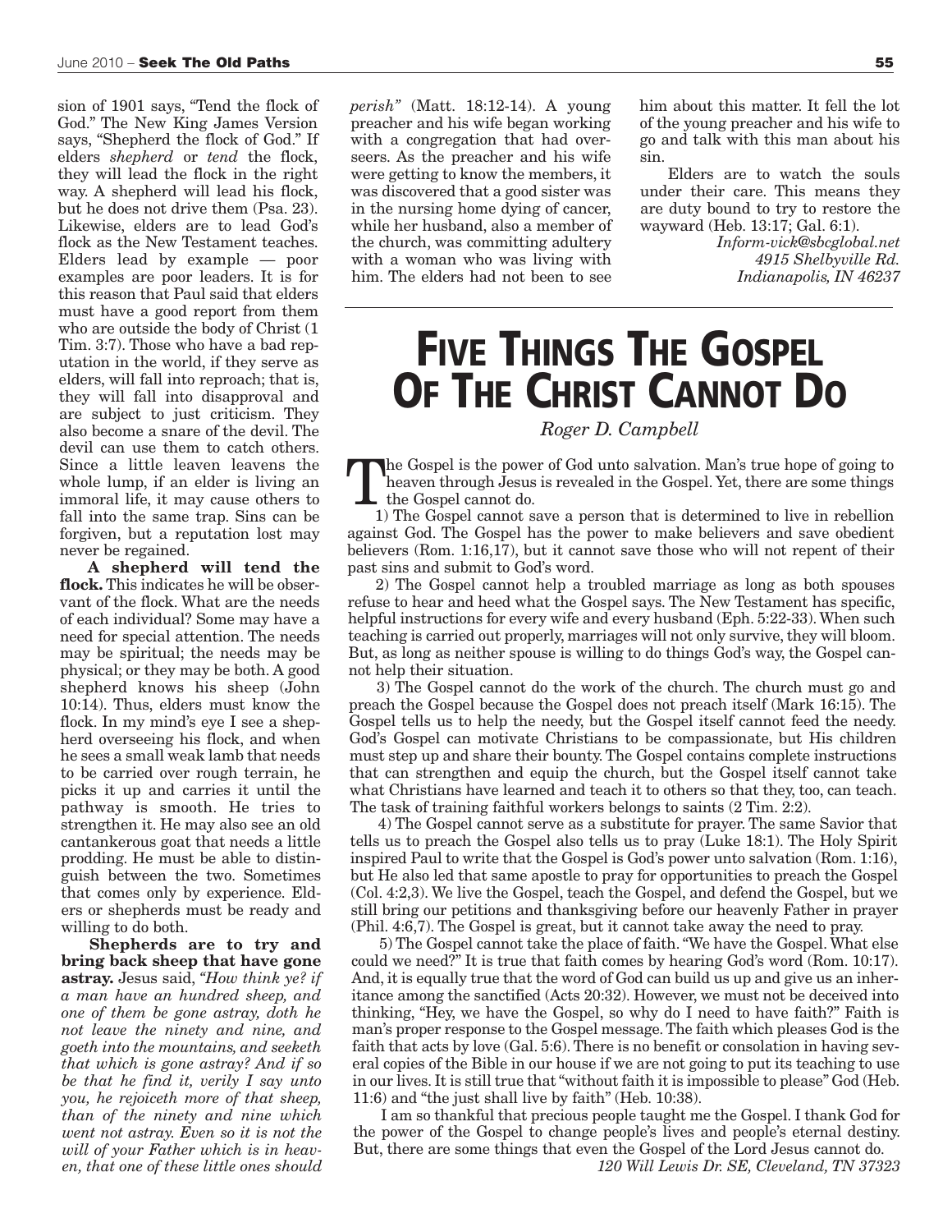sion of 1901 says, "Tend the flock of God." The New King James Version says, "Shepherd the flock of God." If elders *shepherd* or *tend* the flock, they will lead the flock in the right way. A shepherd will lead his flock, but he does not drive them (Psa. 23). Likewise, elders are to lead God's flock as the New Testament teaches. Elders lead by example — poor examples are poor leaders. It is for this reason that Paul said that elders must have a good report from them who are outside the body of Christ (1 Tim. 3:7). Those who have a bad reputation in the world, if they serve as elders, will fall into reproach; that is, they will fall into disapproval and are subject to just criticism. They also become a snare of the devil. The devil can use them to catch others. Since a little leaven leavens the whole lump, if an elder is living an immoral life, it may cause others to fall into the same trap. Sins can be forgiven, but a reputation lost may never be regained.

**A shepherd will tend the flock.** This indicates he will be observant of the flock. What are the needs of each individual? Some may have a need for special attention. The needs may be spiritual; the needs may be physical; or they may be both. A good shepherd knows his sheep (John 10:14). Thus, elders must know the flock. In my mind's eye I see a shepherd overseeing his flock, and when he sees a small weak lamb that needs to be carried over rough terrain, he picks it up and carries it until the pathway is smooth. He tries to strengthen it. He may also see an old cantankerous goat that needs a little prodding. He must be able to distinguish between the two. Sometimes that comes only by experience. Elders or shepherds must be ready and willing to do both.

**Shepherds are to try and bring back sheep that have gone astray.** Jesus said, *"How think ye? if a man have an hundred sheep, and one of them be gone astray, doth he not leave the ninety and nine, and goeth into the mountains, and seeketh that which is gone astray? And if so be that he find it, verily I say unto you, he rejoiceth more of that sheep, than of the ninety and nine which went not astray. Even so it is not the will of your Father which is in heaven, that one of these little ones should perish"* (Matt. 18:12-14). A young preacher and his wife began working with a congregation that had overseers. As the preacher and his wife were getting to know the members, it was discovered that a good sister was in the nursing home dying of cancer, while her husband, also a member of the church, was committing adultery with a woman who was living with him. The elders had not been to see him about this matter. It fell the lot of the young preacher and his wife to go and talk with this man about his sin.

Elders are to watch the souls under their care. This means they are duty bound to try to restore the wayward (Heb. 13:17; Gal. 6:1).

*Inform-vick@sbcglobal.net*
*4915 Shelbyville Rd.*
*Indianapolis, IN 46237*

# Five Things The Gospel Of The Christ Cannot Do

*Roger D. Campbell*

The Gospel is the power of God unto salvation. Man's true hope of going to heaven through Jesus is revealed in the Gospel. Yet, there are some things the Gospel cannot do.

1) The Gospel cannot save a person that is determined to live in rebellion against God. The Gospel has the power to make believers and save obedient believers (Rom. 1:16,17), but it cannot save those who will not repent of their past sins and submit to God's word.

2) The Gospel cannot help a troubled marriage as long as both spouses refuse to hear and heed what the Gospel says. The New Testament has specific, helpful instructions for every wife and every husband (Eph. 5:22-33). When such teaching is carried out properly, marriages will not only survive, they will bloom. But, as long as neither spouse is willing to do things God's way, the Gospel cannot help their situation.

3) The Gospel cannot do the work of the church. The church must go and preach the Gospel because the Gospel does not preach itself (Mark 16:15). The Gospel tells us to help the needy, but the Gospel itself cannot feed the needy. God's Gospel can motivate Christians to be compassionate, but His children must step up and share their bounty. The Gospel contains complete instructions that can strengthen and equip the church, but the Gospel itself cannot take what Christians have learned and teach it to others so that they, too, can teach. The task of training faithful workers belongs to saints (2 Tim. 2:2).

4) The Gospel cannot serve as a substitute for prayer. The same Savior that tells us to preach the Gospel also tells us to pray (Luke 18:1). The Holy Spirit inspired Paul to write that the Gospel is God's power unto salvation (Rom. 1:16), but He also led that same apostle to pray for opportunities to preach the Gospel (Col. 4:2,3). We live the Gospel, teach the Gospel, and defend the Gospel, but we still bring our petitions and thanksgiving before our heavenly Father in prayer (Phil. 4:6,7). The Gospel is great, but it cannot take away the need to pray.

5) The Gospel cannot take the place of faith. "We have the Gospel. What else could we need?" It is true that faith comes by hearing God's word (Rom. 10:17). And, it is equally true that the word of God can build us up and give us an inheritance among the sanctified (Acts 20:32). However, we must not be deceived into thinking, "Hey, we have the Gospel, so why do I need to have faith?" Faith is man's proper response to the Gospel message. The faith which pleases God is the faith that acts by love (Gal. 5:6). There is no benefit or consolation in having several copies of the Bible in our house if we are not going to put its teaching to use in our lives. It is still true that "without faith it is impossible to please" God (Heb. 11:6) and "the just shall live by faith" (Heb. 10:38).

I am so thankful that precious people taught me the Gospel. I thank God for the power of the Gospel to change people's lives and people's eternal destiny. But, there are some things that even the Gospel of the Lord Jesus cannot do.

*120 Will Lewis Dr. SE, Cleveland, TN 37323*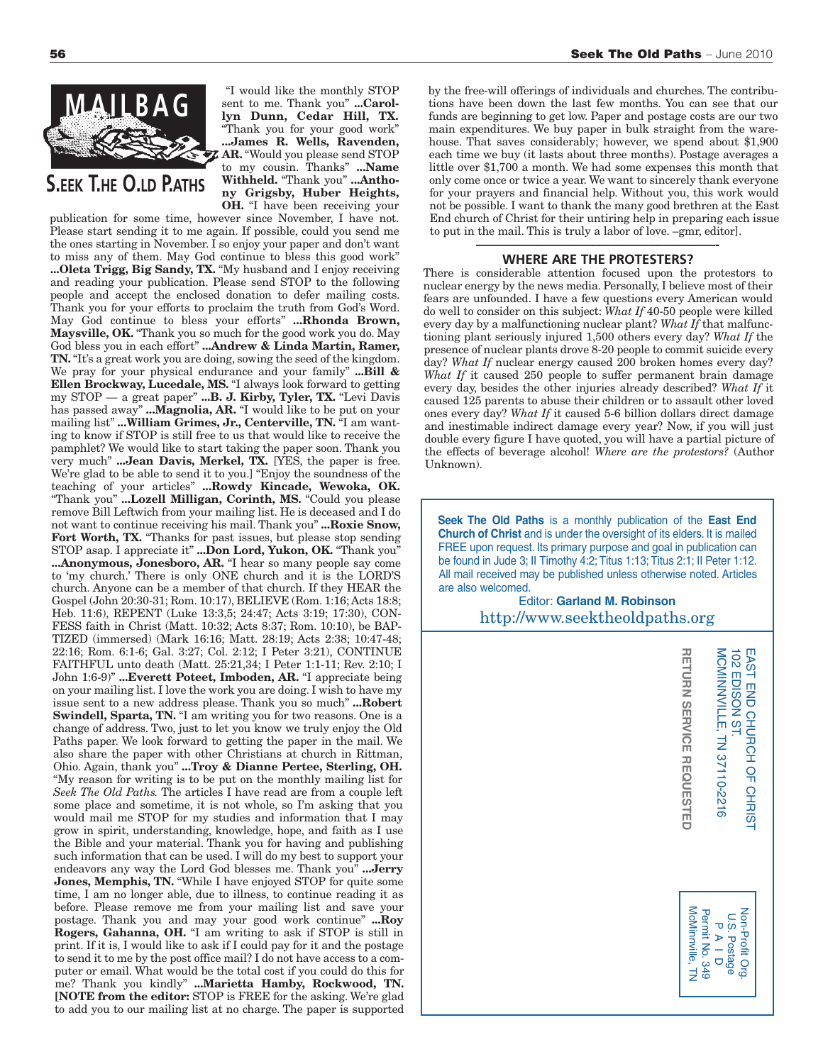# MAILBAG

**S.EEK T.HE O.LD P.ATHS**

"I would like the monthly STOP sent to me. Thank you" **...Carollyn Dunn, Cedar Hill, TX.** "Thank you for your good work" **...James R. Wells, Ravenden, AR.** "Would you please send STOP to my cousin. Thanks" **...Name Withheld.** "Thank you" **...Anthony Grigsby, Huber Heights, OH.** "I have been receiving your publication for some time, however since November, I have not. Please start sending it to me again. If possible, could you send me the ones starting in November. I so enjoy your paper and don't want to miss any of them. May God continue to bless this good work" **...Oleta Trigg, Big Sandy, TX.** "My husband and I enjoy receiving and reading your publication. Please send STOP to the following people and accept the enclosed donation to defer mailing costs. Thank you for your efforts to proclaim the truth from God's Word. May God continue to bless your efforts" **...Rhonda Brown, Maysville, OK.** "Thank you so much for the good work you do. May God bless you in each effort" **...Andrew & Linda Martin, Ramer, TN.** "It's a great work you are doing, sowing the seed of the kingdom. We pray for your physical endurance and your family" **...Bill & Ellen Brockway, Lucedale, MS.** "I always look forward to getting my STOP — a great paper" **...B. J. Kirby, Tyler, TX.** "Levi Davis has passed away" **...Magnolia, AR.** "I would like to be put on your mailing list" **...William Grimes, Jr., Centerville, TN.** "I am wanting to know if STOP is still free to us that would like to receive the pamphlet? We would like to start taking the paper soon. Thank you very much" **...Jean Davis, Merkel, TX.** [YES, the paper is free. We're glad to be able to send it to you.] "Enjoy the soundness of the teaching of your articles" **...Rowdy Kincade, Wewoka, OK.** "Thank you" **...Lozell Milligan, Corinth, MS.** "Could you please remove Bill Leftwich from your mailing list. He is deceased and I do not want to continue receiving his mail. Thank you" **...Roxie Snow, Fort Worth, TX.** "Thanks for past issues, but please stop sending STOP asap. I appreciate it" **...Don Lord, Yukon, OK.** "Thank you" **...Anonymous, Jonesboro, AR.** "I hear so many people say come to 'my church.' There is only ONE church and it is the LORD'S church. Anyone can be a member of that church. If they HEAR the Gospel (John 20:30-31; Rom. 10:17), BELIEVE (Rom. 1:16; Acts 18:8; Heb. 11:6), REPENT (Luke 13:3,5; 24:47; Acts 3:19; 17:30), CONFESS faith in Christ (Matt. 10:32; Acts 8:37; Rom. 10:10), be BAPTIZED (immersed) (Mark 16:16; Matt. 28:19; Acts 2:38; 10:47-48; 22:16; Rom. 6:1-6; Gal. 3:27; Col. 2:12; I Peter 3:21), CONTINUE FAITHFUL unto death (Matt. 25:21,34; I Peter 1:1-11; Rev. 2:10; I John 1:6-9)" **...Everett Poteet, Imboden, AR.** "I appreciate being on your mailing list. I love the work you are doing. I wish to have my issue sent to a new address please. Thank you so much" **...Robert Swindell, Sparta, TN.** "I am writing you for two reasons. One is a change of address. Two, just to let you know we truly enjoy the Old Paths paper. We look forward to getting the paper in the mail. We also share the paper with other Christians at church in Rittman, Ohio. Again, thank you" **...Troy & Dianne Pertee, Sterling, OH.** "My reason for writing is to be put on the monthly mailing list for *Seek The Old Paths.* The articles I have read are from a couple left some place and sometime, it is not whole, so I'm asking that you would mail me STOP for my studies and information that I may grow in spirit, understanding, knowledge, hope, and faith as I use the Bible and your material. Thank you for having and publishing such information that can be used. I will do my best to support your endeavors any way the Lord God blesses me. Thank you" **...Jerry Jones, Memphis, TN.** "While I have enjoyed STOP for quite some time, I am no longer able, due to illness, to continue reading it as before. Please remove me from your mailing list and save your postage. Thank you and may your good work continue" **...Roy Rogers, Gahanna, OH.** "I am writing to ask if STOP is still in print. If it is, I would like to ask if I could pay for it and the postage to send it to me by the post office mail? I do not have access to a computer or email. What would be the total cost if you could do this for me? Thank you kindly" **...Marietta Hamby, Rockwood, TN.** **[NOTE from the editor:** STOP is FREE for the asking. We're glad to add you to our mailing list at no charge. The paper is supported by the free-will offerings of individuals and churches. The contributions have been down the last few months. You can see that our funds are beginning to get low. Paper and postage costs are our two main expenditures. We buy paper in bulk straight from the warehouse. That saves considerably; however, we spend about $1,900 each time we buy (it lasts about three months). Postage averages a little over $1,700 a month. We had some expenses this month that only come once or twice a year. We want to sincerely thank everyone for your prayers and financial help. Without you, this work would not be possible. I want to thank the many good brethren at the East End church of Christ for their untiring help in preparing each issue to put in the mail. This is truly a labor of love. –gmr, editor].

## WHERE ARE THE PROTESTERS?

There is considerable attention focused upon the protestors to nuclear energy by the news media. Personally, I believe most of their fears are unfounded. I have a few questions every American would do well to consider on this subject: *What If* 40-50 people were killed every day by a malfunctioning nuclear plant? *What If* that malfunctioning plant seriously injured 1,500 others every day? *What If* the presence of nuclear plants drove 8-20 people to commit suicide every day? *What If* nuclear energy caused 200 broken homes every day? *What If* it caused 250 people to suffer permanent brain damage every day, besides the other injuries already described? *What If* it caused 125 parents to abuse their children or to assault other loved ones every day? *What If* it caused 5-6 billion dollars direct damage and inestimable indirect damage every year? Now, if you will just double every figure I have quoted, you will have a partial picture of the effects of beverage alcohol! *Where are the protestors?* (Author Unknown).

**Seek The Old Paths** is a monthly publication of the **East End Church of Christ** and is under the oversight of its elders. It is mailed FREE upon request. Its primary purpose and goal in publication can be found in Jude 3; II Timothy 4:2; Titus 1:13; Titus 2:1; II Peter 1:12. All mail received may be published unless otherwise noted. Articles are also welcomed.

Editor: **Garland M. Robinson**

http://www.seektheoldpaths.org

EAST END CHURCH OF CHRIST
102 EDISON ST.
MCMINNVILLE, TN 37110-2216

**RETURN SERVICE REQUESTED**

Non-Profit Org.
U.S. Postage
P A I D
Permit No. 349
McMinnville, TN